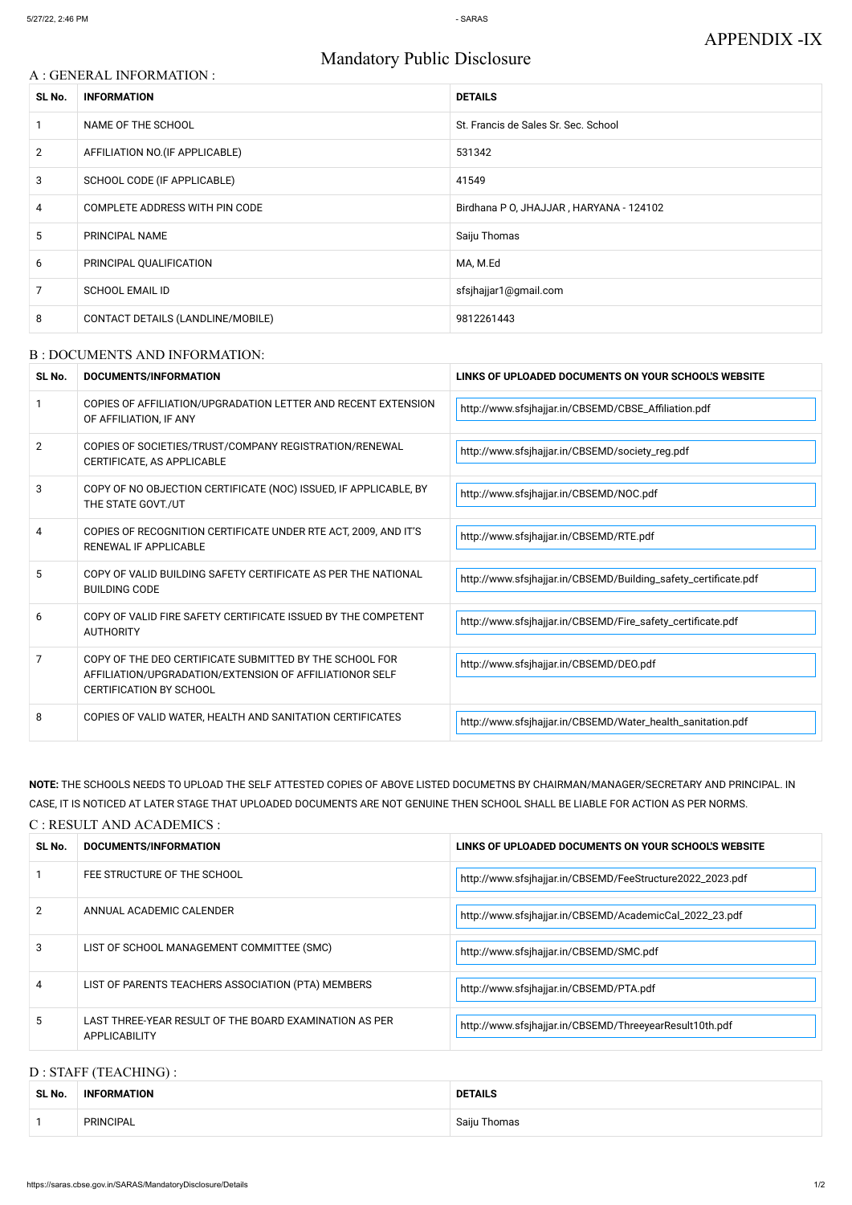APPENDIX -IX

# Mandatory Public Disclosure

## A : GENERAL INFORMATION :

| SL No. | INFORMATION | DETAILS |
|---|---|---|
| 1 | NAME OF THE SCHOOL | St. Francis de Sales Sr. Sec. School |
| 2 | AFFILIATION NO.(IF APPLICABLE) | 531342 |
| 3 | SCHOOL CODE (IF APPLICABLE) | 41549 |
| 4 | COMPLETE ADDRESS WITH PIN CODE | Birdhana P O, JHAJJAR , HARYANA - 124102 |
| 5 | PRINCIPAL NAME | Saiju Thomas |
| 6 | PRINCIPAL QUALIFICATION | MA, M.Ed |
| 7 | SCHOOL EMAIL ID | sfsjhajjar1@gmail.com |
| 8 | CONTACT DETAILS (LANDLINE/MOBILE) | 9812261443 |

## B : DOCUMENTS AND INFORMATION:

| SL No. | DOCUMENTS/INFORMATION | LINKS OF UPLOADED DOCUMENTS ON YOUR SCHOOL'S WEBSITE |
|---|---|---|
| 1 | COPIES OF AFFILIATION/UPGRADATION LETTER AND RECENT EXTENSION OF AFFILIATION, IF ANY | http://www.sfsjhajjar.in/CBSEMD/CBSE_Affiliation.pdf |
| 2 | COPIES OF SOCIETIES/TRUST/COMPANY REGISTRATION/RENEWAL CERTIFICATE, AS APPLICABLE | http://www.sfsjhajjar.in/CBSEMD/society_reg.pdf |
| 3 | COPY OF NO OBJECTION CERTIFICATE (NOC) ISSUED, IF APPLICABLE, BY THE STATE GOVT./UT | http://www.sfsjhajjar.in/CBSEMD/NOC.pdf |
| 4 | COPIES OF RECOGNITION CERTIFICATE UNDER RTE ACT, 2009, AND IT'S RENEWAL IF APPLICABLE | http://www.sfsjhajjar.in/CBSEMD/RTE.pdf |
| 5 | COPY OF VALID BUILDING SAFETY CERTIFICATE AS PER THE NATIONAL BUILDING CODE | http://www.sfsjhajjar.in/CBSEMD/Building_safety_certificate.pdf |
| 6 | COPY OF VALID FIRE SAFETY CERTIFICATE ISSUED BY THE COMPETENT AUTHORITY | http://www.sfsjhajjar.in/CBSEMD/Fire_safety_certificate.pdf |
| 7 | COPY OF THE DEO CERTIFICATE SUBMITTED BY THE SCHOOL FOR AFFILIATION/UPGRADATION/EXTENSION OF AFFILIATIONOR SELF CERTIFICATION BY SCHOOL | http://www.sfsjhajjar.in/CBSEMD/DEO.pdf |
| 8 | COPIES OF VALID WATER, HEALTH AND SANITATION CERTIFICATES | http://www.sfsjhajjar.in/CBSEMD/Water_health_sanitation.pdf |

**NOTE:** THE SCHOOLS NEEDS TO UPLOAD THE SELF ATTESTED COPIES OF ABOVE LISTED DOCUMETNS BY CHAIRMAN/MANAGER/SECRETARY AND PRINCIPAL. IN CASE, IT IS NOTICED AT LATER STAGE THAT UPLOADED DOCUMENTS ARE NOT GENUINE THEN SCHOOL SHALL BE LIABLE FOR ACTION AS PER NORMS.

## C : RESULT AND ACADEMICS :

| SL No. | DOCUMENTS/INFORMATION | LINKS OF UPLOADED DOCUMENTS ON YOUR SCHOOL'S WEBSITE |
|---|---|---|
| 1 | FEE STRUCTURE OF THE SCHOOL | http://www.sfsjhajjar.in/CBSEMD/FeeStructure2022_2023.pdf |
| 2 | ANNUAL ACADEMIC CALENDER | http://www.sfsjhajjar.in/CBSEMD/AcademicCal_2022_23.pdf |
| 3 | LIST OF SCHOOL MANAGEMENT COMMITTEE (SMC) | http://www.sfsjhajjar.in/CBSEMD/SMC.pdf |
| 4 | LIST OF PARENTS TEACHERS ASSOCIATION (PTA) MEMBERS | http://www.sfsjhajjar.in/CBSEMD/PTA.pdf |
| 5 | LAST THREE-YEAR RESULT OF THE BOARD EXAMINATION AS PER APPLICABILITY | http://www.sfsjhajjar.in/CBSEMD/ThreeyearResult10th.pdf |

## D : STAFF (TEACHING) :

| SL No. | INFORMATION | DETAILS |
|---|---|---|
| 1 | PRINCIPAL | Saiju Thomas |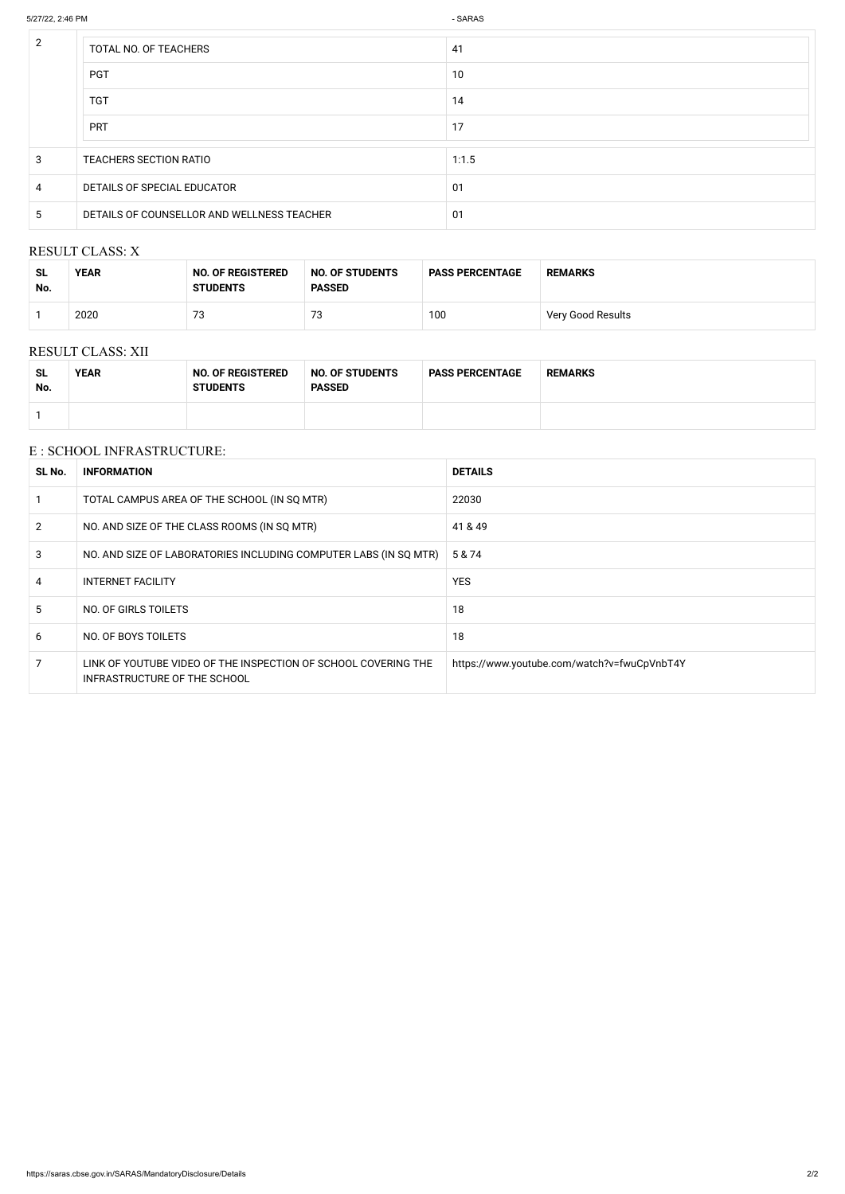| | | |
|---|---|---|
| 2 | TOTAL NO. OF TEACHERS | 41 |
| | PGT | 10 |
| | TGT | 14 |
| | PRT | 17 |
| 3 | TEACHERS SECTION RATIO | 1:1.5 |
| 4 | DETAILS OF SPECIAL EDUCATOR | 01 |
| 5 | DETAILS OF COUNSELLOR AND WELLNESS TEACHER | 01 |

## RESULT CLASS: X

| SL No. | YEAR | NO. OF REGISTERED STUDENTS | NO. OF STUDENTS PASSED | PASS PERCENTAGE | REMARKS |
|---|---|---|---|---|---|
| 1 | 2020 | 73 | 73 | 100 | Very Good Results |

## RESULT CLASS: XII

| SL No. | YEAR | NO. OF REGISTERED STUDENTS | NO. OF STUDENTS PASSED | PASS PERCENTAGE | REMARKS |
|---|---|---|---|---|---|
| 1 | | | | | |

## E : SCHOOL INFRASTRUCTURE:

| SL No. | INFORMATION | DETAILS |
|---|---|---|
| 1 | TOTAL CAMPUS AREA OF THE SCHOOL (IN SQ MTR) | 22030 |
| 2 | NO. AND SIZE OF THE CLASS ROOMS (IN SQ MTR) | 41 & 49 |
| 3 | NO. AND SIZE OF LABORATORIES INCLUDING COMPUTER LABS (IN SQ MTR) | 5 & 74 |
| 4 | INTERNET FACILITY | YES |
| 5 | NO. OF GIRLS TOILETS | 18 |
| 6 | NO. OF BOYS TOILETS | 18 |
| 7 | LINK OF YOUTUBE VIDEO OF THE INSPECTION OF SCHOOL COVERING THE INFRASTRUCTURE OF THE SCHOOL | https://www.youtube.com/watch?v=fwuCpVnbT4Y |